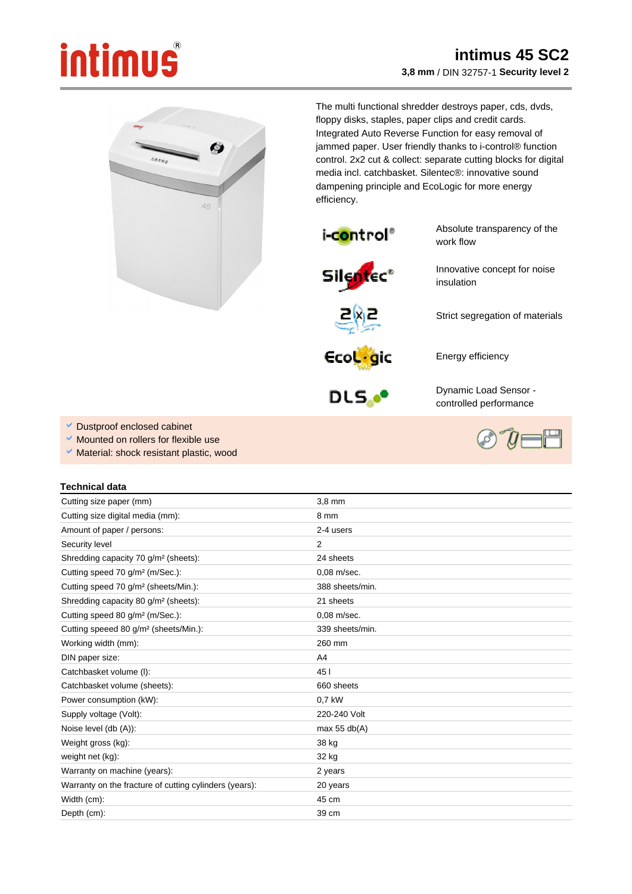# intimus 45 SC2

**3,8 mm** / DIN 32757-1 **Security level 2**

The multi functional shredder destroys paper, cds, dvds, floppy disks, staples, paper clips and credit cards. Integrated Auto Reverse Function for easy removal of jammed paper. User friendly thanks to i-control® function control. 2x2 cut & collect: separate cutting blocks for digital media incl. catchbasket. Silentec®: innovative sound dampening principle and EcoLogic for more energy efficiency.

| | |
|---|---|
| i-control® | Absolute transparency of the work flow |
| Silentec® | Innovative concept for noise insulation |
| 2x2 | Strict segregation of materials |
| EcoLogic | Energy efficiency |
| DLS | Dynamic Load Sensor - controlled performance |

- Dustproof enclosed cabinet
- Mounted on rollers for flexible use
- Material: shock resistant plastic, wood

## Technical data

| | |
|---|---|
| Cutting size paper (mm) | 3,8 mm |
| Cutting size digital media (mm): | 8 mm |
| Amount of paper / persons: | 2-4 users |
| Security level | 2 |
| Shredding capacity 70 g/m² (sheets): | 24 sheets |
| Cutting speed 70 g/m² (m/Sec.): | 0,08 m/sec. |
| Cutting speed 70 g/m² (sheets/Min.): | 388 sheets/min. |
| Shredding capacity 80 g/m² (sheets): | 21 sheets |
| Cutting speed 80 g/m² (m/Sec.): | 0,08 m/sec. |
| Cutting speeed 80 g/m² (sheets/Min.): | 339 sheets/min. |
| Working width (mm): | 260 mm |
| DIN paper size: | A4 |
| Catchbasket volume (l): | 45 l |
| Catchbasket volume (sheets): | 660 sheets |
| Power consumption (kW): | 0,7 kW |
| Supply voltage (Volt): | 220-240 Volt |
| Noise level (db (A)): | max 55 db(A) |
| Weight gross (kg): | 38 kg |
| weight net (kg): | 32 kg |
| Warranty on machine (years): | 2 years |
| Warranty on the fracture of cutting cylinders (years): | 20 years |
| Width (cm): | 45 cm |
| Depth (cm): | 39 cm |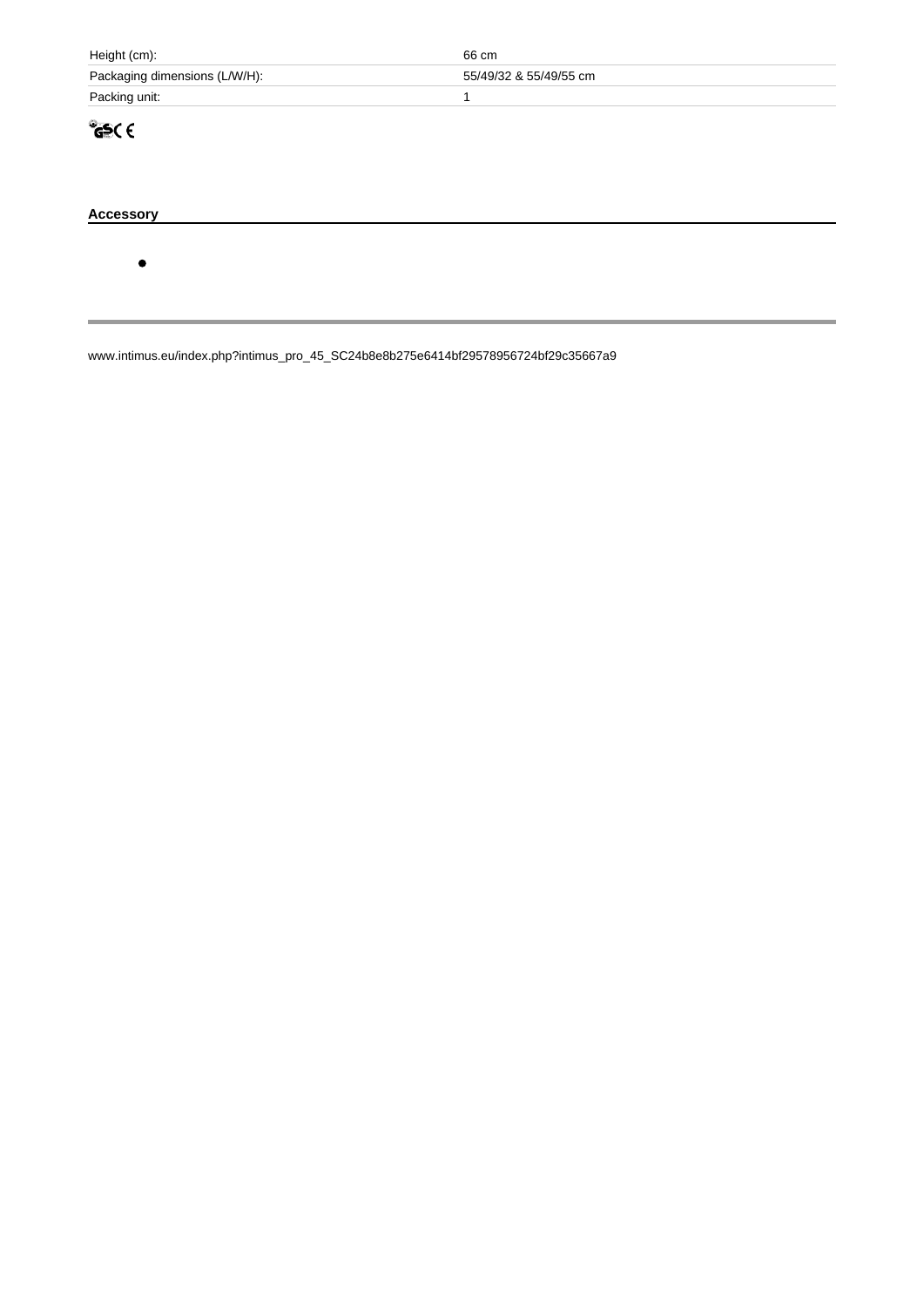| | |
|---|---|
| Height (cm): | 66 cm |
| Packaging dimensions (L/W/H): | 55/49/32 & 55/49/55 cm |
| Packing unit: | 1 |

GS CE

**Accessory**

- 

www.intimus.eu/index.php?intimus_pro_45_SC24b8e8b275e6414bf29578956724bf29c35667a9